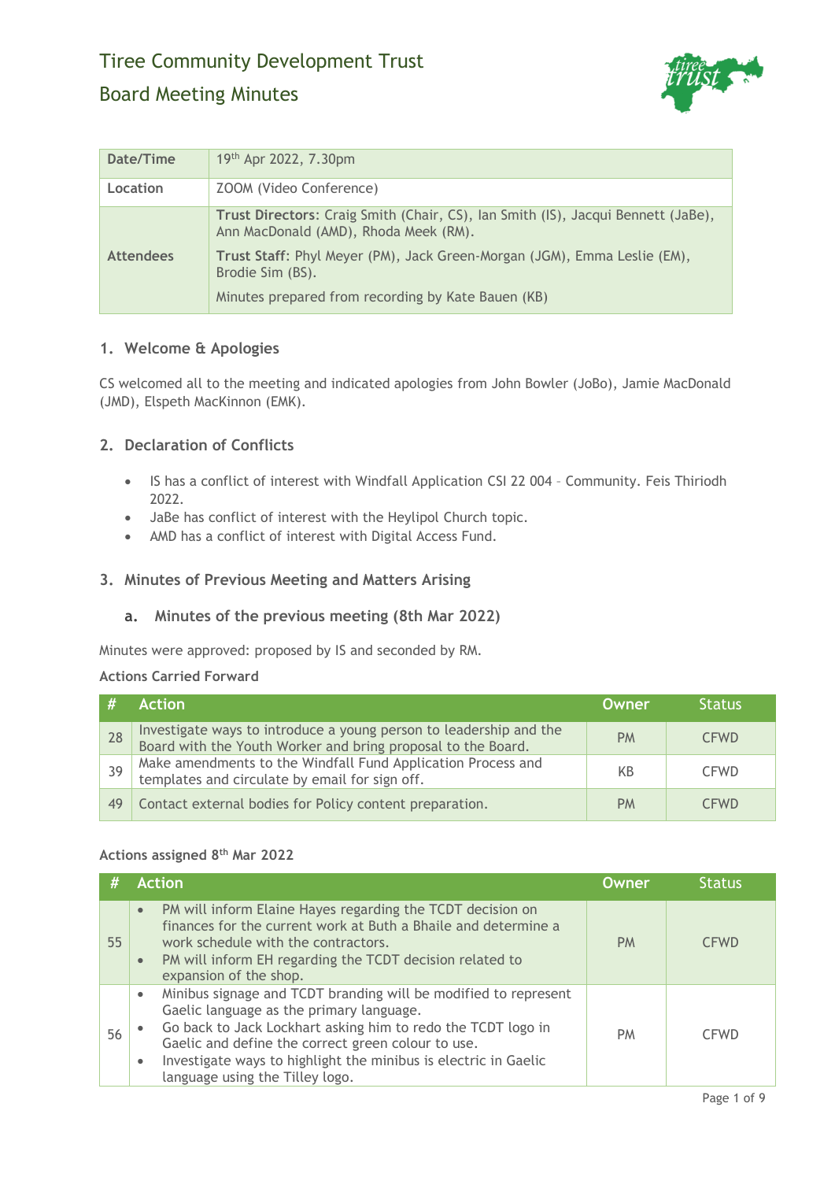# Tiree Community Development Trust

## Board Meeting Minutes

| Date/Time | 19th Apr 2022, 7.30pm |
|---|---|
| Location | ZOOM (Video Conference) |
| Attendees | **Trust Directors**: Craig Smith (Chair, CS), Ian Smith (IS), Jacqui Bennett (JaBe), Ann MacDonald (AMD), Rhoda Meek (RM).<br>**Trust Staff**: Phyl Meyer (PM), Jack Green-Morgan (JGM), Emma Leslie (EM), Brodie Sim (BS).<br>Minutes prepared from recording by Kate Bauen (KB) |

### 1. Welcome & Apologies

CS welcomed all to the meeting and indicated apologies from John Bowler (JoBo), Jamie MacDonald (JMD), Elspeth MacKinnon (EMK).

### 2. Declaration of Conflicts

- IS has a conflict of interest with Windfall Application CSI 22 004 – Community. Feis Thiriodh 2022.
- JaBe has conflict of interest with the Heylipol Church topic.
- AMD has a conflict of interest with Digital Access Fund.

### 3. Minutes of Previous Meeting and Matters Arising

#### a. Minutes of the previous meeting (8th Mar 2022)

Minutes were approved: proposed by IS and seconded by RM.

**Actions Carried Forward**

| # | Action | Owner | Status |
|---|---|---|---|
| 28 | Investigate ways to introduce a young person to leadership and the Board with the Youth Worker and bring proposal to the Board. | PM | CFWD |
| 39 | Make amendments to the Windfall Fund Application Process and templates and circulate by email for sign off. | KB | CFWD |
| 49 | Contact external bodies for Policy content preparation. | PM | CFWD |

**Actions assigned 8th Mar 2022**

| # | Action | Owner | Status |
|---|---|---|---|
| 55 | • PM will inform Elaine Hayes regarding the TCDT decision on finances for the current work at Buth a Bhaile and determine a work schedule with the contractors.<br>• PM will inform EH regarding the TCDT decision related to expansion of the shop. | PM | CFWD |
| 56 | • Minibus signage and TCDT branding will be modified to represent Gaelic language as the primary language.<br>• Go back to Jack Lockhart asking him to redo the TCDT logo in Gaelic and define the correct green colour to use.<br>• Investigate ways to highlight the minibus is electric in Gaelic language using the Tilley logo. | PM | CFWD |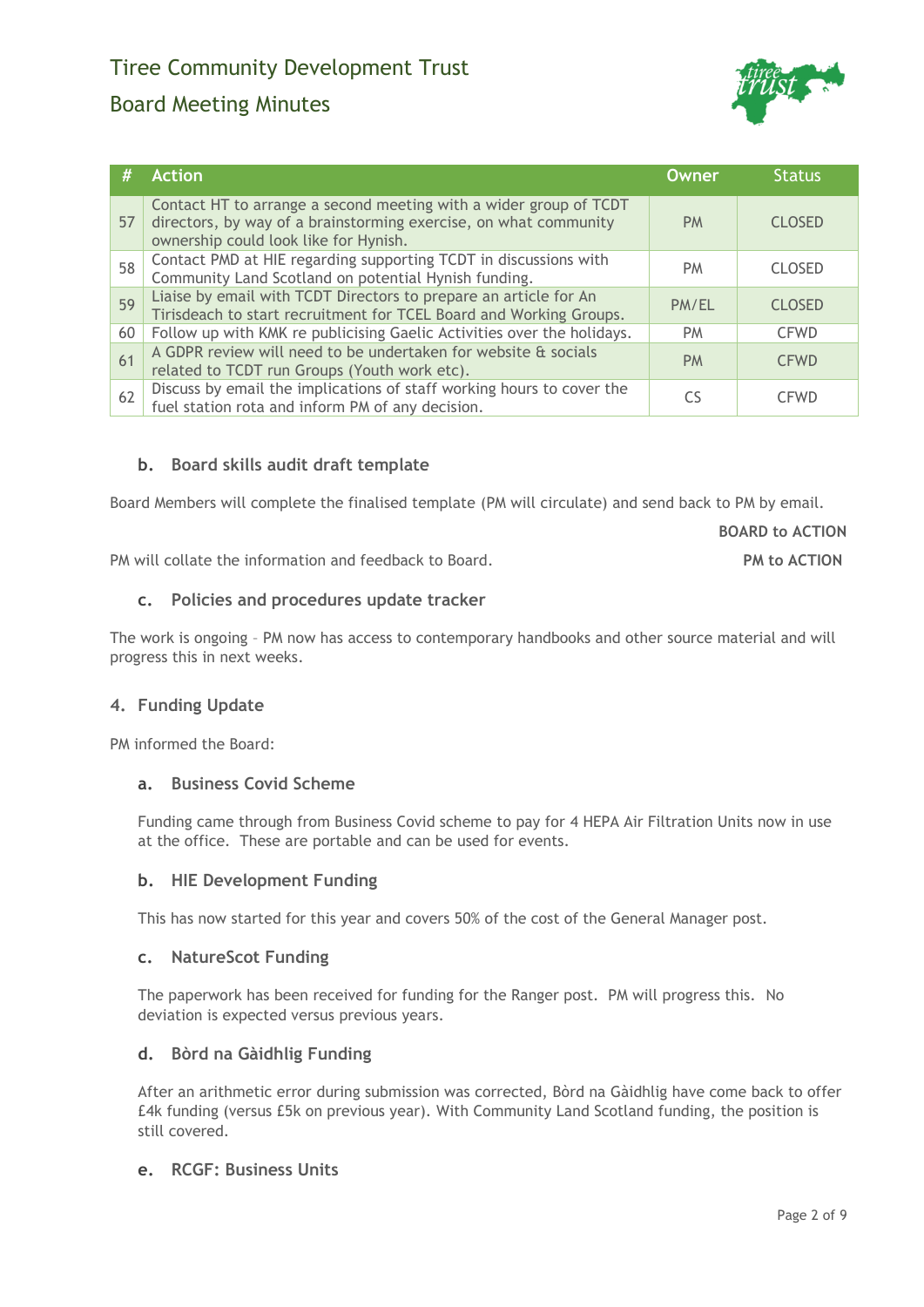| # | Action | Owner | Status |
|---|---|---|---|
| 57 | Contact HT to arrange a second meeting with a wider group of TCDT directors, by way of a brainstorming exercise, on what community ownership could look like for Hynish. | PM | CLOSED |
| 58 | Contact PMD at HIE regarding supporting TCDT in discussions with Community Land Scotland on potential Hynish funding. | PM | CLOSED |
| 59 | Liaise by email with TCDT Directors to prepare an article for An Tirisdeach to start recruitment for TCEL Board and Working Groups. | PM/EL | CLOSED |
| 60 | Follow up with KMK re publicising Gaelic Activities over the holidays. | PM | CFWD |
| 61 | A GDPR review will need to be undertaken for website & socials related to TCDT run Groups (Youth work etc). | PM | CFWD |
| 62 | Discuss by email the implications of staff working hours to cover the fuel station rota and inform PM of any decision. | CS | CFWD |

### b. Board skills audit draft template

Board Members will complete the finalised template (PM will circulate) and send back to PM by email.

**BOARD to ACTION**

PM will collate the information and feedback to Board. **PM to ACTION**

### c. Policies and procedures update tracker

The work is ongoing – PM now has access to contemporary handbooks and other source material and will progress this in next weeks.

## 4. Funding Update

PM informed the Board:

### a. Business Covid Scheme

Funding came through from Business Covid scheme to pay for 4 HEPA Air Filtration Units now in use at the office. These are portable and can be used for events.

### b. HIE Development Funding

This has now started for this year and covers 50% of the cost of the General Manager post.

### c. NatureScot Funding

The paperwork has been received for funding for the Ranger post. PM will progress this. No deviation is expected versus previous years.

### d. Bòrd na Gàidhlig Funding

After an arithmetic error during submission was corrected, Bòrd na Gàidhlig have come back to offer £4k funding (versus £5k on previous year). With Community Land Scotland funding, the position is still covered.

### e. RCGF: Business Units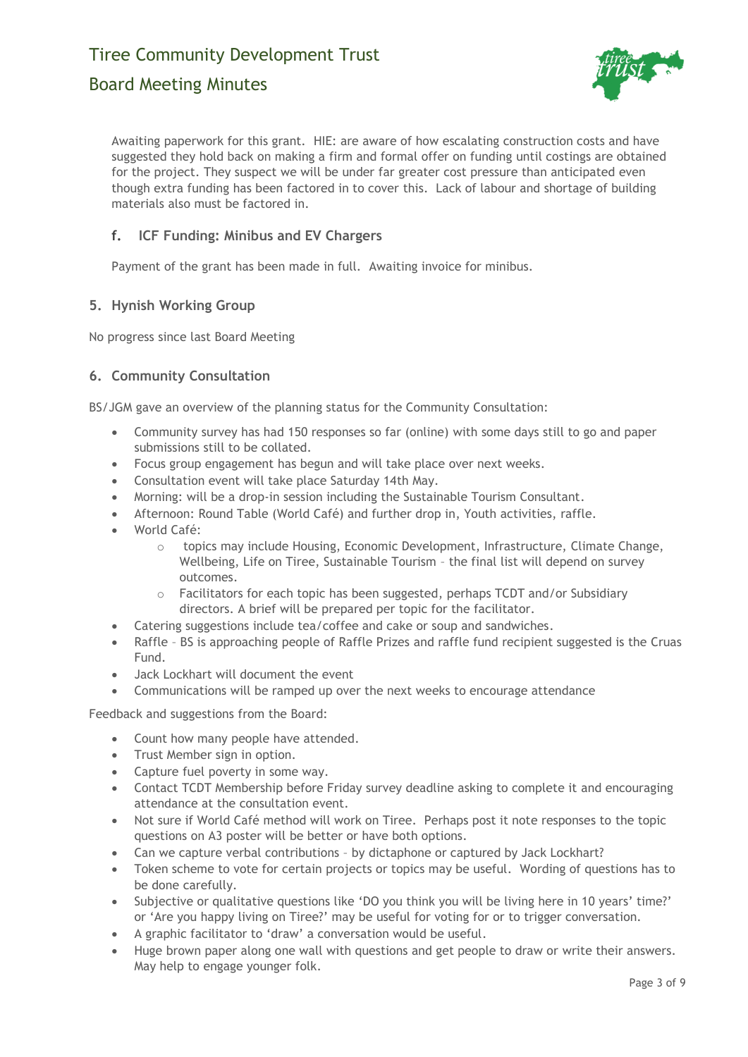Awaiting paperwork for this grant. HIE: are aware of how escalating construction costs and have suggested they hold back on making a firm and formal offer on funding until costings are obtained for the project. They suspect we will be under far greater cost pressure than anticipated even though extra funding has been factored in to cover this. Lack of labour and shortage of building materials also must be factored in.

### f. ICF Funding: Minibus and EV Chargers

Payment of the grant has been made in full. Awaiting invoice for minibus.

## 5. Hynish Working Group

No progress since last Board Meeting

## 6. Community Consultation

BS/JGM gave an overview of the planning status for the Community Consultation:

- Community survey has had 150 responses so far (online) with some days still to go and paper submissions still to be collated.
- Focus group engagement has begun and will take place over next weeks.
- Consultation event will take place Saturday 14th May.
- Morning: will be a drop-in session including the Sustainable Tourism Consultant.
- Afternoon: Round Table (World Café) and further drop in, Youth activities, raffle.
- World Café:
  - topics may include Housing, Economic Development, Infrastructure, Climate Change, Wellbeing, Life on Tiree, Sustainable Tourism – the final list will depend on survey outcomes.
  - Facilitators for each topic has been suggested, perhaps TCDT and/or Subsidiary directors. A brief will be prepared per topic for the facilitator.
- Catering suggestions include tea/coffee and cake or soup and sandwiches.
- Raffle – BS is approaching people of Raffle Prizes and raffle fund recipient suggested is the Cruas Fund.
- Jack Lockhart will document the event
- Communications will be ramped up over the next weeks to encourage attendance

Feedback and suggestions from the Board:

- Count how many people have attended.
- Trust Member sign in option.
- Capture fuel poverty in some way.
- Contact TCDT Membership before Friday survey deadline asking to complete it and encouraging attendance at the consultation event.
- Not sure if World Café method will work on Tiree. Perhaps post it note responses to the topic questions on A3 poster will be better or have both options.
- Can we capture verbal contributions – by dictaphone or captured by Jack Lockhart?
- Token scheme to vote for certain projects or topics may be useful. Wording of questions has to be done carefully.
- Subjective or qualitative questions like 'DO you think you will be living here in 10 years' time?' or 'Are you happy living on Tiree?' may be useful for voting for or to trigger conversation.
- A graphic facilitator to 'draw' a conversation would be useful.
- Huge brown paper along one wall with questions and get people to draw or write their answers. May help to engage younger folk.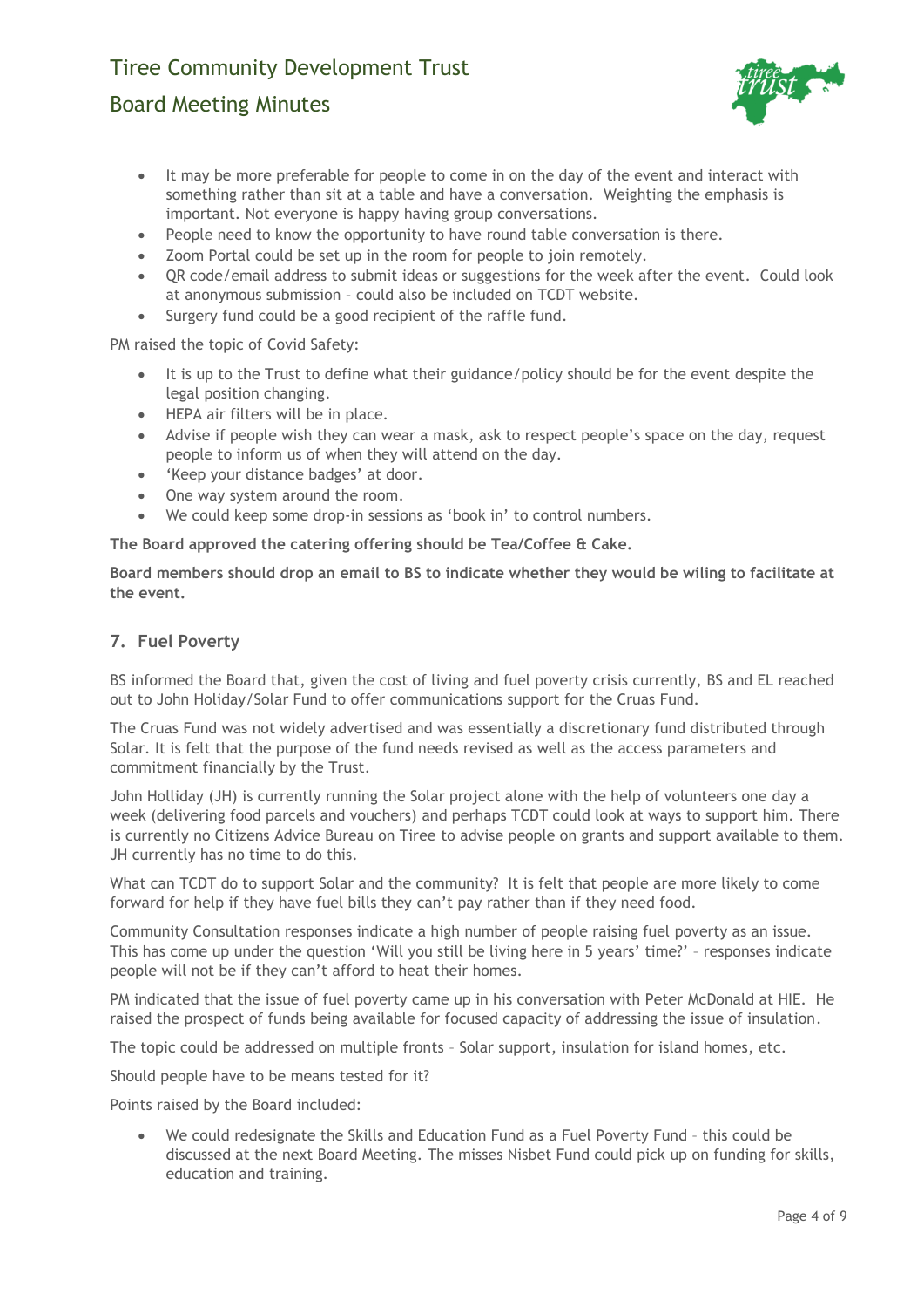- It may be more preferable for people to come in on the day of the event and interact with something rather than sit at a table and have a conversation. Weighting the emphasis is important. Not everyone is happy having group conversations.
- People need to know the opportunity to have round table conversation is there.
- Zoom Portal could be set up in the room for people to join remotely.
- QR code/email address to submit ideas or suggestions for the week after the event. Could look at anonymous submission – could also be included on TCDT website.
- Surgery fund could be a good recipient of the raffle fund.

PM raised the topic of Covid Safety:

- It is up to the Trust to define what their guidance/policy should be for the event despite the legal position changing.
- HEPA air filters will be in place.
- Advise if people wish they can wear a mask, ask to respect people's space on the day, request people to inform us of when they will attend on the day.
- 'Keep your distance badges' at door.
- One way system around the room.
- We could keep some drop-in sessions as 'book in' to control numbers.

**The Board approved the catering offering should be Tea/Coffee & Cake.**

**Board members should drop an email to BS to indicate whether they would be wiling to facilitate at the event.**

## 7. Fuel Poverty

BS informed the Board that, given the cost of living and fuel poverty crisis currently, BS and EL reached out to John Holiday/Solar Fund to offer communications support for the Cruas Fund.

The Cruas Fund was not widely advertised and was essentially a discretionary fund distributed through Solar. It is felt that the purpose of the fund needs revised as well as the access parameters and commitment financially by the Trust.

John Holliday (JH) is currently running the Solar project alone with the help of volunteers one day a week (delivering food parcels and vouchers) and perhaps TCDT could look at ways to support him. There is currently no Citizens Advice Bureau on Tiree to advise people on grants and support available to them. JH currently has no time to do this.

What can TCDT do to support Solar and the community? It is felt that people are more likely to come forward for help if they have fuel bills they can't pay rather than if they need food.

Community Consultation responses indicate a high number of people raising fuel poverty as an issue. This has come up under the question 'Will you still be living here in 5 years' time?' – responses indicate people will not be if they can't afford to heat their homes.

PM indicated that the issue of fuel poverty came up in his conversation with Peter McDonald at HIE. He raised the prospect of funds being available for focused capacity of addressing the issue of insulation.

The topic could be addressed on multiple fronts – Solar support, insulation for island homes, etc.

Should people have to be means tested for it?

Points raised by the Board included:

- We could redesignate the Skills and Education Fund as a Fuel Poverty Fund – this could be discussed at the next Board Meeting. The misses Nisbet Fund could pick up on funding for skills, education and training.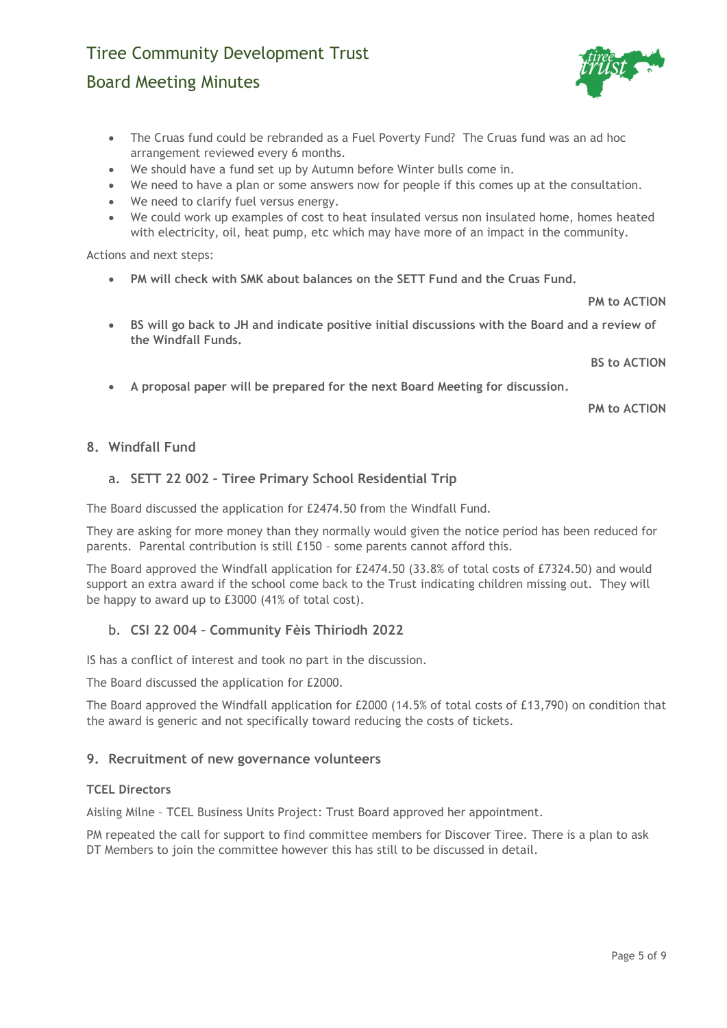- The Cruas fund could be rebranded as a Fuel Poverty Fund? The Cruas fund was an ad hoc arrangement reviewed every 6 months.
- We should have a fund set up by Autumn before Winter bulls come in.
- We need to have a plan or some answers now for people if this comes up at the consultation.
- We need to clarify fuel versus energy.
- We could work up examples of cost to heat insulated versus non insulated home, homes heated with electricity, oil, heat pump, etc which may have more of an impact in the community.

Actions and next steps:

- **PM will check with SMK about balances on the SETT Fund and the Cruas Fund.**

**PM to ACTION**

- **BS will go back to JH and indicate positive initial discussions with the Board and a review of the Windfall Funds.**

**BS to ACTION**

- **A proposal paper will be prepared for the next Board Meeting for discussion.**

**PM to ACTION**

## 8. Windfall Fund

### a. SETT 22 002 – Tiree Primary School Residential Trip

The Board discussed the application for £2474.50 from the Windfall Fund.

They are asking for more money than they normally would given the notice period has been reduced for parents. Parental contribution is still £150 – some parents cannot afford this.

The Board approved the Windfall application for £2474.50 (33.8% of total costs of £7324.50) and would support an extra award if the school come back to the Trust indicating children missing out. They will be happy to award up to £3000 (41% of total cost).

### b. CSI 22 004 – Community Fèis Thiriodh 2022

IS has a conflict of interest and took no part in the discussion.

The Board discussed the application for £2000.

The Board approved the Windfall application for £2000 (14.5% of total costs of £13,790) on condition that the award is generic and not specifically toward reducing the costs of tickets.

## 9. Recruitment of new governance volunteers

**TCEL Directors**

Aisling Milne – TCEL Business Units Project: Trust Board approved her appointment.

PM repeated the call for support to find committee members for Discover Tiree. There is a plan to ask DT Members to join the committee however this has still to be discussed in detail.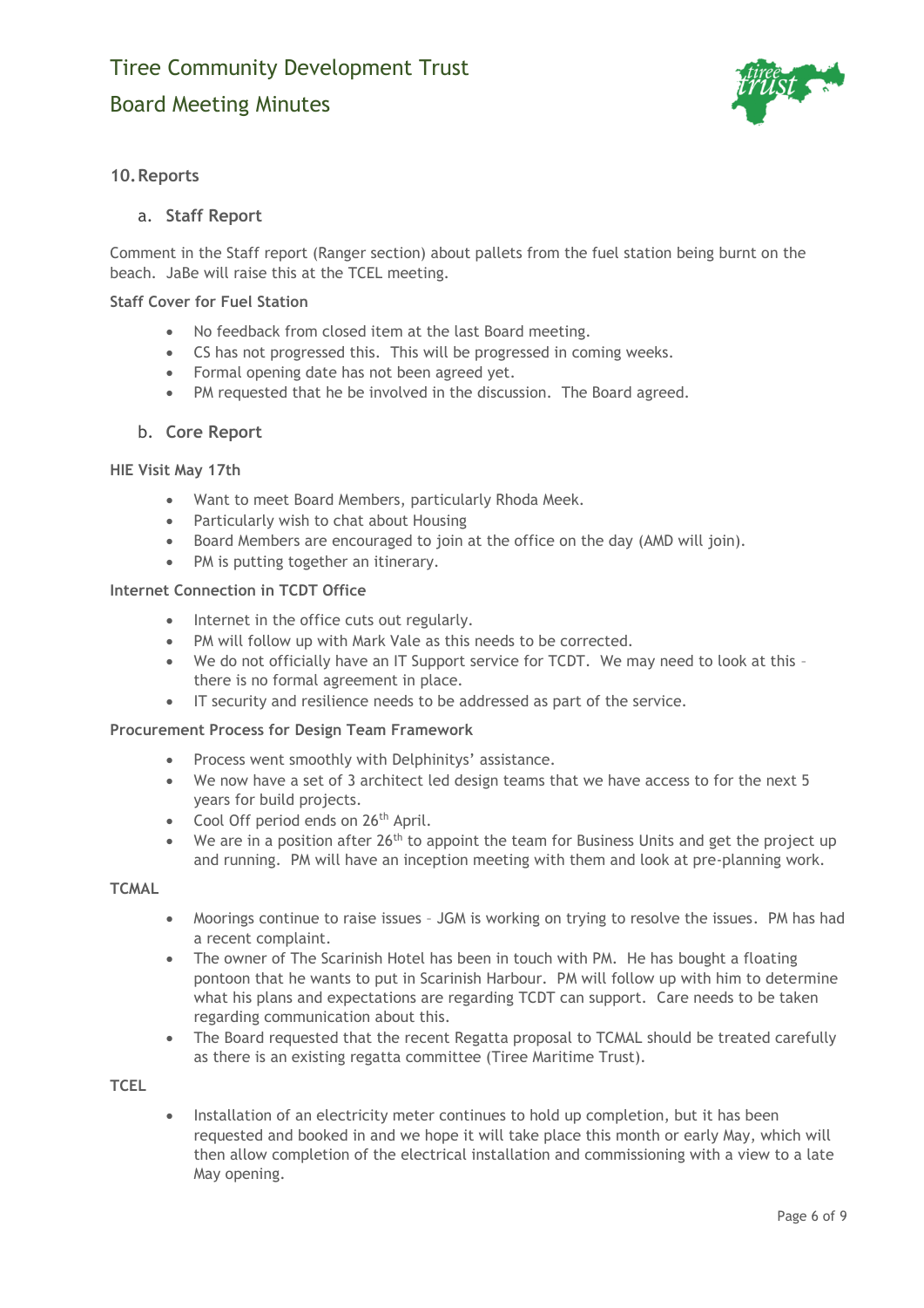## 10. Reports

### a. Staff Report

Comment in the Staff report (Ranger section) about pallets from the fuel station being burnt on the beach. JaBe will raise this at the TCEL meeting.

**Staff Cover for Fuel Station**

- No feedback from closed item at the last Board meeting.
- CS has not progressed this. This will be progressed in coming weeks.
- Formal opening date has not been agreed yet.
- PM requested that he be involved in the discussion. The Board agreed.

### b. Core Report

**HIE Visit May 17th**

- Want to meet Board Members, particularly Rhoda Meek.
- Particularly wish to chat about Housing
- Board Members are encouraged to join at the office on the day (AMD will join).
- PM is putting together an itinerary.

**Internet Connection in TCDT Office**

- Internet in the office cuts out regularly.
- PM will follow up with Mark Vale as this needs to be corrected.
- We do not officially have an IT Support service for TCDT. We may need to look at this – there is no formal agreement in place.
- IT security and resilience needs to be addressed as part of the service.

**Procurement Process for Design Team Framework**

- Process went smoothly with Delphinitys' assistance.
- We now have a set of 3 architect led design teams that we have access to for the next 5 years for build projects.
- Cool Off period ends on 26th April.
- We are in a position after 26th to appoint the team for Business Units and get the project up and running. PM will have an inception meeting with them and look at pre-planning work.

**TCMAL**

- Moorings continue to raise issues – JGM is working on trying to resolve the issues. PM has had a recent complaint.
- The owner of The Scarinish Hotel has been in touch with PM. He has bought a floating pontoon that he wants to put in Scarinish Harbour. PM will follow up with him to determine what his plans and expectations are regarding TCDT can support. Care needs to be taken regarding communication about this.
- The Board requested that the recent Regatta proposal to TCMAL should be treated carefully as there is an existing regatta committee (Tiree Maritime Trust).

**TCEL**

- Installation of an electricity meter continues to hold up completion, but it has been requested and booked in and we hope it will take place this month or early May, which will then allow completion of the electrical installation and commissioning with a view to a late May opening.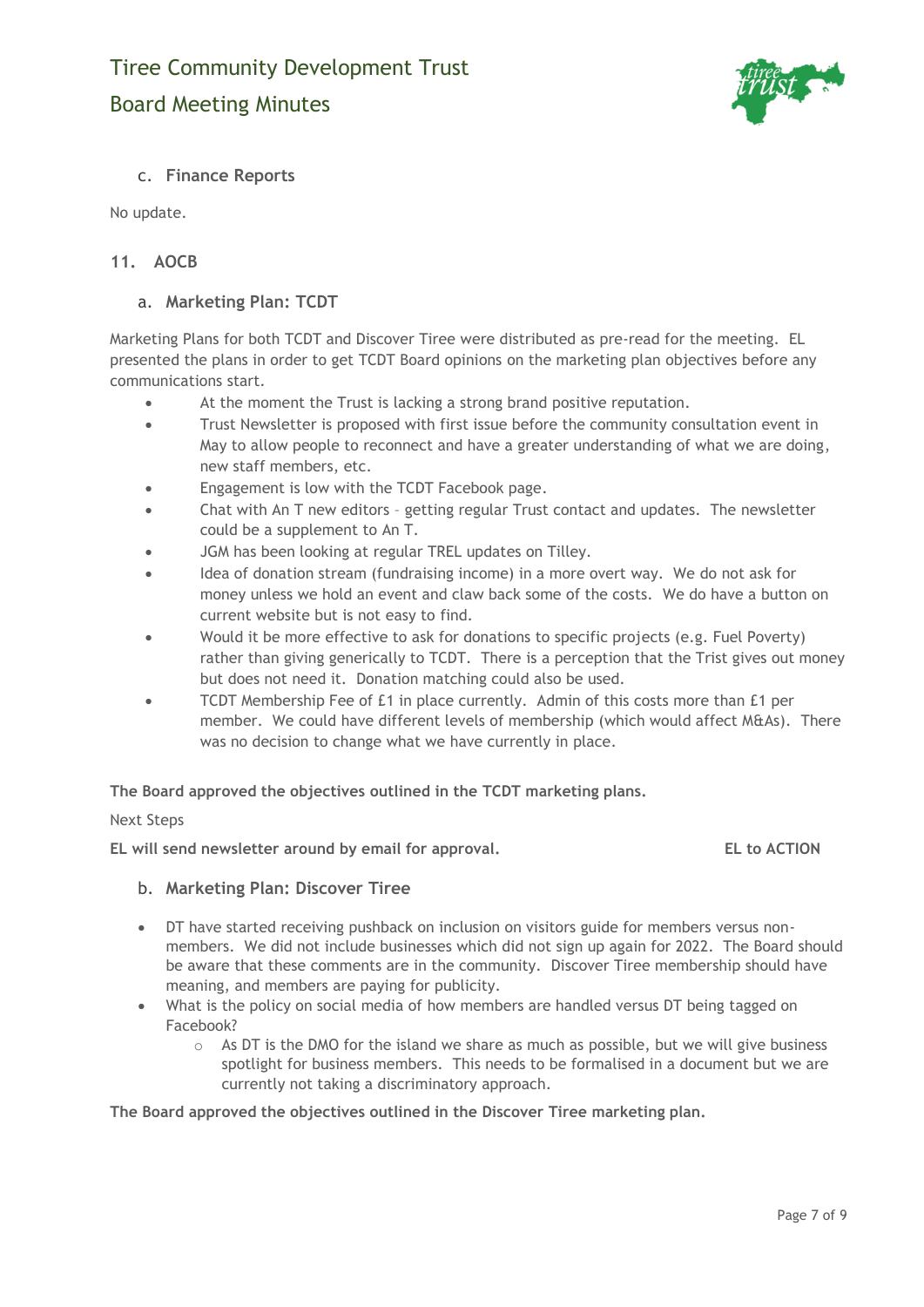### c. Finance Reports

No update.

## 11. AOCB

### a. Marketing Plan: TCDT

Marketing Plans for both TCDT and Discover Tiree were distributed as pre-read for the meeting. EL presented the plans in order to get TCDT Board opinions on the marketing plan objectives before any communications start.

- At the moment the Trust is lacking a strong brand positive reputation.
- Trust Newsletter is proposed with first issue before the community consultation event in May to allow people to reconnect and have a greater understanding of what we are doing, new staff members, etc.
- Engagement is low with the TCDT Facebook page.
- Chat with An T new editors – getting regular Trust contact and updates. The newsletter could be a supplement to An T.
- JGM has been looking at regular TREL updates on Tilley.
- Idea of donation stream (fundraising income) in a more overt way. We do not ask for money unless we hold an event and claw back some of the costs. We do have a button on current website but is not easy to find.
- Would it be more effective to ask for donations to specific projects (e.g. Fuel Poverty) rather than giving generically to TCDT. There is a perception that the Trist gives out money but does not need it. Donation matching could also be used.
- TCDT Membership Fee of £1 in place currently. Admin of this costs more than £1 per member. We could have different levels of membership (which would affect M&As). There was no decision to change what we have currently in place.

**The Board approved the objectives outlined in the TCDT marketing plans.**

Next Steps

**EL will send newsletter around by email for approval.** **EL to ACTION**

### b. Marketing Plan: Discover Tiree

- DT have started receiving pushback on inclusion on visitors guide for members versus non-members. We did not include businesses which did not sign up again for 2022. The Board should be aware that these comments are in the community. Discover Tiree membership should have meaning, and members are paying for publicity.
- What is the policy on social media of how members are handled versus DT being tagged on Facebook?
    - As DT is the DMO for the island we share as much as possible, but we will give business spotlight for business members. This needs to be formalised in a document but we are currently not taking a discriminatory approach.

**The Board approved the objectives outlined in the Discover Tiree marketing plan.**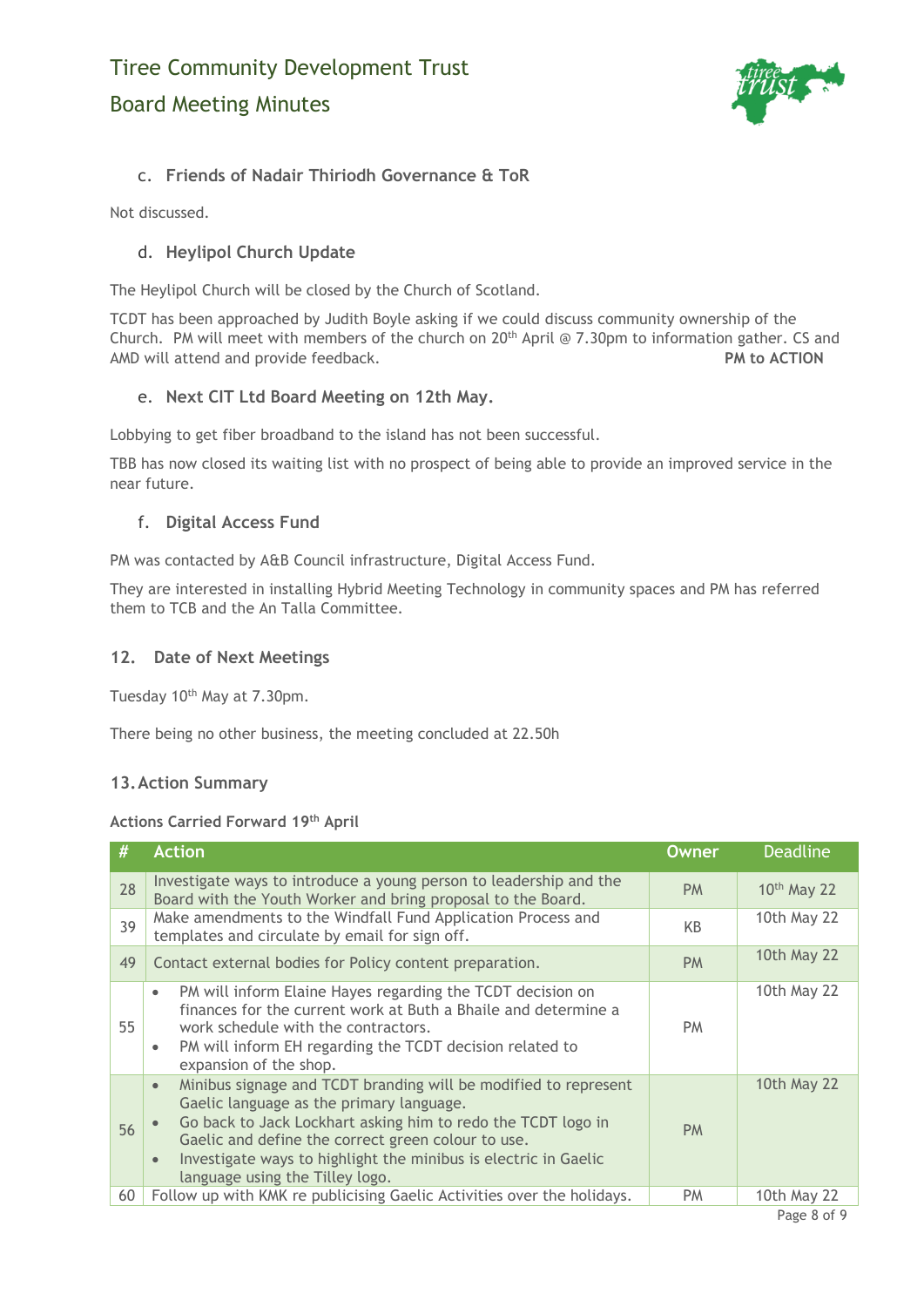### c. Friends of Nadair Thiriodh Governance & ToR

Not discussed.

### d. Heylipol Church Update

The Heylipol Church will be closed by the Church of Scotland.

TCDT has been approached by Judith Boyle asking if we could discuss community ownership of the Church. PM will meet with members of the church on 20th April @ 7.30pm to information gather. CS and AMD will attend and provide feedback. **PM to ACTION**

### e. Next CIT Ltd Board Meeting on 12th May.

Lobbying to get fiber broadband to the island has not been successful.

TBB has now closed its waiting list with no prospect of being able to provide an improved service in the near future.

### f. Digital Access Fund

PM was contacted by A&B Council infrastructure, Digital Access Fund.

They are interested in installing Hybrid Meeting Technology in community spaces and PM has referred them to TCB and the An Talla Committee.

## 12. Date of Next Meetings

Tuesday 10th May at 7.30pm.

There being no other business, the meeting concluded at 22.50h

## 13. Action Summary

**Actions Carried Forward 19th April**

| # | Action | Owner | Deadline |
|---|---|---|---|
| 28 | Investigate ways to introduce a young person to leadership and the Board with the Youth Worker and bring proposal to the Board. | PM | 10th May 22 |
| 39 | Make amendments to the Windfall Fund Application Process and templates and circulate by email for sign off. | KB | 10th May 22 |
| 49 | Contact external bodies for Policy content preparation. | PM | 10th May 22 |
| 55 | • PM will inform Elaine Hayes regarding the TCDT decision on finances for the current work at Buth a Bhaile and determine a work schedule with the contractors.<br>• PM will inform EH regarding the TCDT decision related to expansion of the shop. | PM | 10th May 22 |
| 56 | • Minibus signage and TCDT branding will be modified to represent Gaelic language as the primary language.<br>• Go back to Jack Lockhart asking him to redo the TCDT logo in Gaelic and define the correct green colour to use.<br>• Investigate ways to highlight the minibus is electric in Gaelic language using the Tilley logo. | PM | 10th May 22 |
| 60 | Follow up with KMK re publicising Gaelic Activities over the holidays. | PM | 10th May 22 |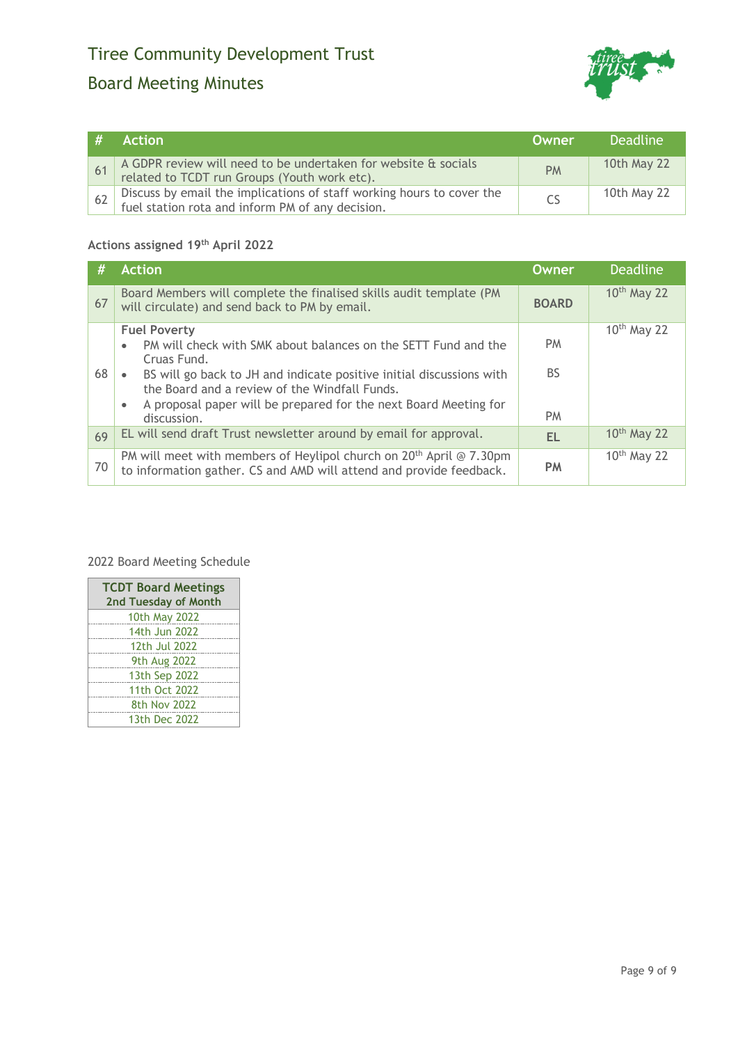# Tiree Community Development Trust

## Board Meeting Minutes

| # | Action | Owner | Deadline |
|---|---|---|---|
| 61 | A GDPR review will need to be undertaken for website & socials related to TCDT run Groups (Youth work etc). | PM | 10th May 22 |
| 62 | Discuss by email the implications of staff working hours to cover the fuel station rota and inform PM of any decision. | CS | 10th May 22 |

**Actions assigned 19th April 2022**

| # | Action | Owner | Deadline |
|---|---|---|---|
| 67 | Board Members will complete the finalised skills audit template (PM will circulate) and send back to PM by email. | **BOARD** | 10th May 22 |
| 68 | **Fuel Poverty**<br>• PM will check with SMK about balances on the SETT Fund and the Cruas Fund.<br>• BS will go back to JH and indicate positive initial discussions with the Board and a review of the Windfall Funds.<br>• A proposal paper will be prepared for the next Board Meeting for discussion. | PM<br>BS<br>PM | 10th May 22 |
| 69 | EL will send draft Trust newsletter around by email for approval. | **EL** | 10th May 22 |
| 70 | PM will meet with members of Heylipol church on 20th April @ 7.30pm to information gather. CS and AMD will attend and provide feedback. | **PM** | 10th May 22 |

2022 Board Meeting Schedule

| TCDT Board Meetings<br>2nd Tuesday of Month |
|---|
| 10th May 2022 |
| 14th Jun 2022 |
| 12th Jul 2022 |
| 9th Aug 2022 |
| 13th Sep 2022 |
| 11th Oct 2022 |
| 8th Nov 2022 |
| 13th Dec 2022 |